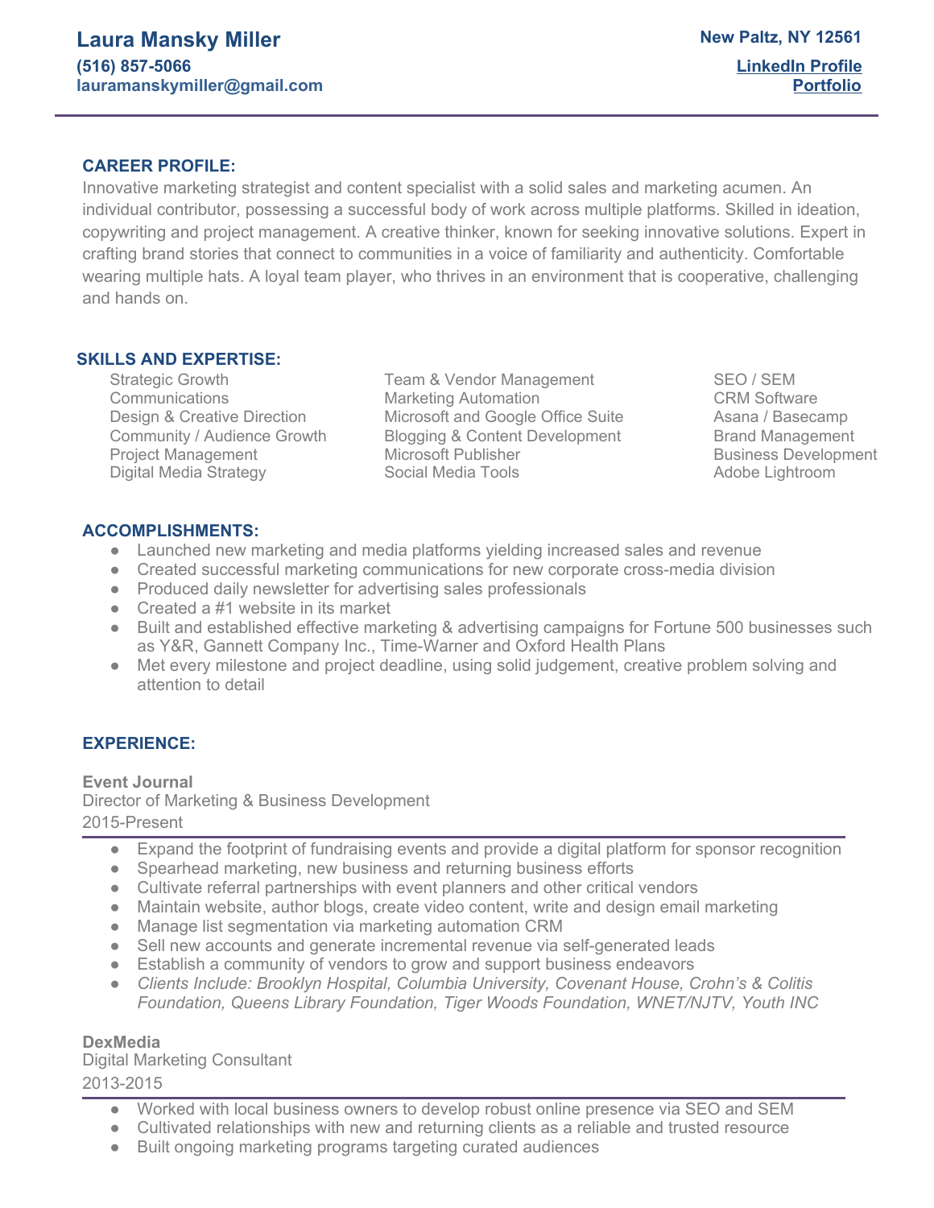# Laura Mansky Miller

**(516) 857-5066**
**lauramanskymiller@gmail.com**

**New Paltz, NY 12561**

**LinkedIn Profile**
**Portfolio**

## CAREER PROFILE:

Innovative marketing strategist and content specialist with a solid sales and marketing acumen. An individual contributor, possessing a successful body of work across multiple platforms. Skilled in ideation, copywriting and project management. A creative thinker, known for seeking innovative solutions. Expert in crafting brand stories that connect to communities in a voice of familiarity and authenticity. Comfortable wearing multiple hats. A loyal team player, who thrives in an environment that is cooperative, challenging and hands on.

## SKILLS AND EXPERTISE:

- Strategic Growth
- Communications
- Design & Creative Direction
- Community / Audience Growth
- Project Management
- Digital Media Strategy
- Team & Vendor Management
- Marketing Automation
- Microsoft and Google Office Suite
- Blogging & Content Development
- Microsoft Publisher
- Social Media Tools
- SEO / SEM
- CRM Software
- Asana / Basecamp
- Brand Management
- Business Development
- Adobe Lightroom

## ACCOMPLISHMENTS:

- Launched new marketing and media platforms yielding increased sales and revenue
- Created successful marketing communications for new corporate cross-media division
- Produced daily newsletter for advertising sales professionals
- Created a #1 website in its market
- Built and established effective marketing & advertising campaigns for Fortune 500 businesses such as Y&R, Gannett Company Inc., Time-Warner and Oxford Health Plans
- Met every milestone and project deadline, using solid judgement, creative problem solving and attention to detail

## EXPERIENCE:

**Event Journal**
Director of Marketing & Business Development
2015-Present

- Expand the footprint of fundraising events and provide a digital platform for sponsor recognition
- Spearhead marketing, new business and returning business efforts
- Cultivate referral partnerships with event planners and other critical vendors
- Maintain website, author blogs, create video content, write and design email marketing
- Manage list segmentation via marketing automation CRM
- Sell new accounts and generate incremental revenue via self-generated leads
- Establish a community of vendors to grow and support business endeavors
- *Clients Include: Brooklyn Hospital, Columbia University, Covenant House, Crohn's & Colitis Foundation, Queens Library Foundation, Tiger Woods Foundation, WNET/NJTV, Youth INC*

**DexMedia**
Digital Marketing Consultant
2013-2015

- Worked with local business owners to develop robust online presence via SEO and SEM
- Cultivated relationships with new and returning clients as a reliable and trusted resource
- Built ongoing marketing programs targeting curated audiences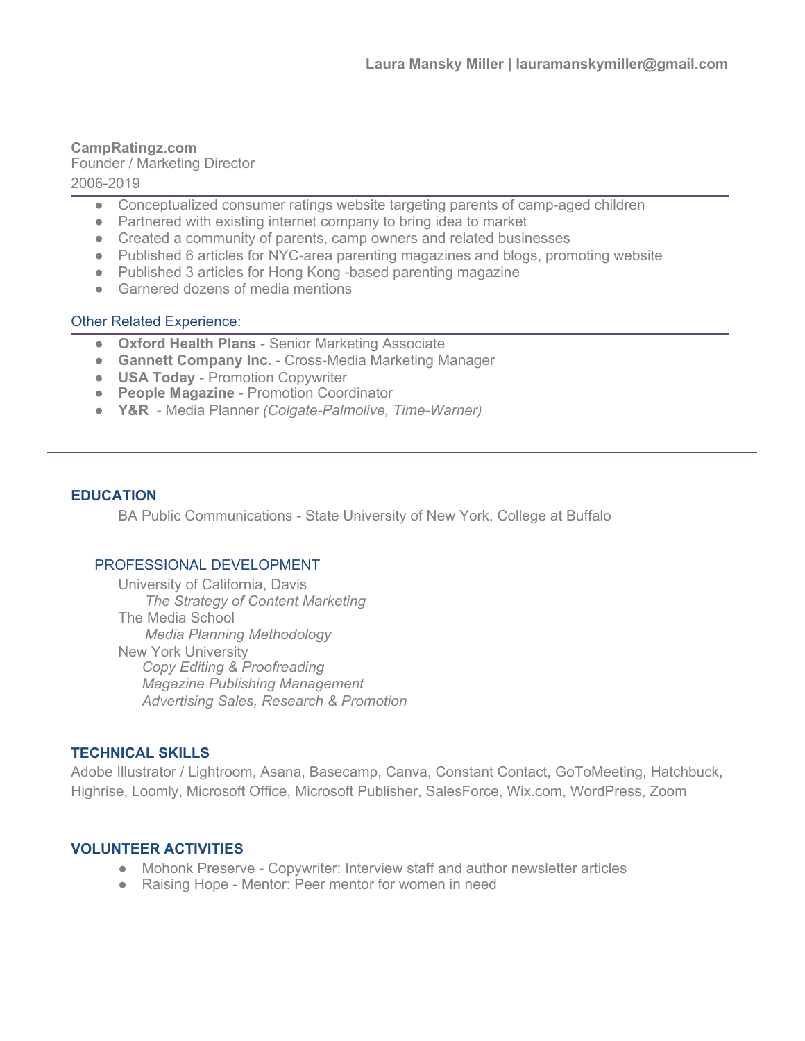**CampRatingz.com**
Founder / Marketing Director
2006-2019

- Conceptualized consumer ratings website targeting parents of camp-aged children
- Partnered with existing internet company to bring idea to market
- Created a community of parents, camp owners and related businesses
- Published 6 articles for NYC-area parenting magazines and blogs, promoting website
- Published 3 articles for Hong Kong -based parenting magazine
- Garnered dozens of media mentions

Other Related Experience:

- **Oxford Health Plans** - Senior Marketing Associate
- **Gannett Company Inc.** - Cross-Media Marketing Manager
- **USA Today** - Promotion Copywriter
- **People Magazine** - Promotion Coordinator
- **Y&R** - Media Planner *(Colgate-Palmolive, Time-Warner)*

---

## EDUCATION

BA Public Communications - State University of New York, College at Buffalo

### PROFESSIONAL DEVELOPMENT

University of California, Davis
*The Strategy of Content Marketing*
The Media School
*Media Planning Methodology*
New York University
*Copy Editing & Proofreading*
*Magazine Publishing Management*
*Advertising Sales, Research & Promotion*

## TECHNICAL SKILLS

Adobe Illustrator / Lightroom, Asana, Basecamp, Canva, Constant Contact, GoToMeeting, Hatchbuck, Highrise, Loomly, Microsoft Office, Microsoft Publisher, SalesForce, Wix.com, WordPress, Zoom

## VOLUNTEER ACTIVITIES

- Mohonk Preserve - Copywriter: Interview staff and author newsletter articles
- Raising Hope - Mentor: Peer mentor for women in need